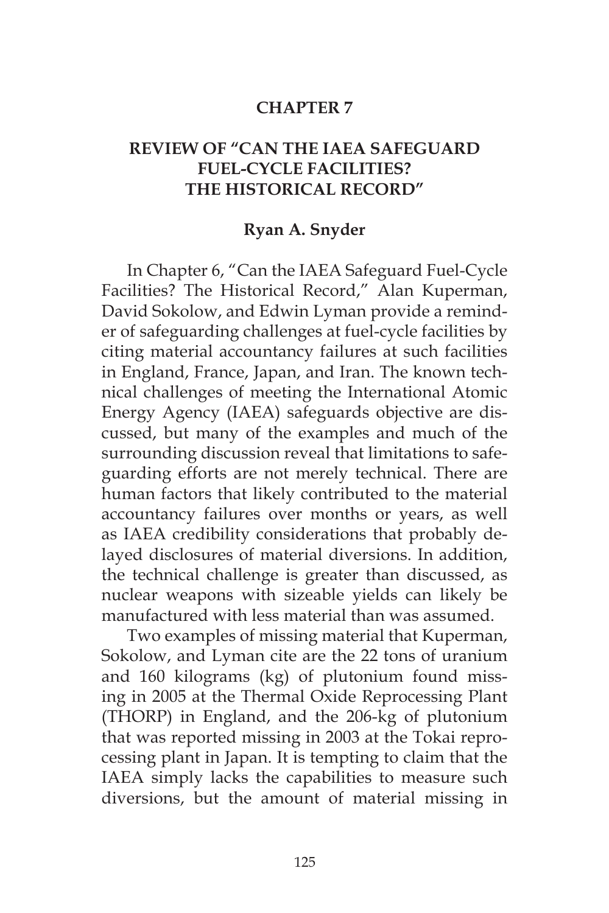# CHAPTER 7

## REVIEW OF "CAN THE IAEA SAFEGUARD FUEL-CYCLE FACILITIES? THE HISTORICAL RECORD"

### Ryan A. Snyder

In Chapter 6, "Can the IAEA Safeguard Fuel-Cycle Facilities? The Historical Record," Alan Kuperman, David Sokolow, and Edwin Lyman provide a reminder of safeguarding challenges at fuel-cycle facilities by citing material accountancy failures at such facilities in England, France, Japan, and Iran. The known technical challenges of meeting the International Atomic Energy Agency (IAEA) safeguards objective are discussed, but many of the examples and much of the surrounding discussion reveal that limitations to safeguarding efforts are not merely technical. There are human factors that likely contributed to the material accountancy failures over months or years, as well as IAEA credibility considerations that probably delayed disclosures of material diversions. In addition, the technical challenge is greater than discussed, as nuclear weapons with sizeable yields can likely be manufactured with less material than was assumed.

Two examples of missing material that Kuperman, Sokolow, and Lyman cite are the 22 tons of uranium and 160 kilograms (kg) of plutonium found missing in 2005 at the Thermal Oxide Reprocessing Plant (THORP) in England, and the 206-kg of plutonium that was reported missing in 2003 at the Tokai reprocessing plant in Japan. It is tempting to claim that the IAEA simply lacks the capabilities to measure such diversions, but the amount of material missing in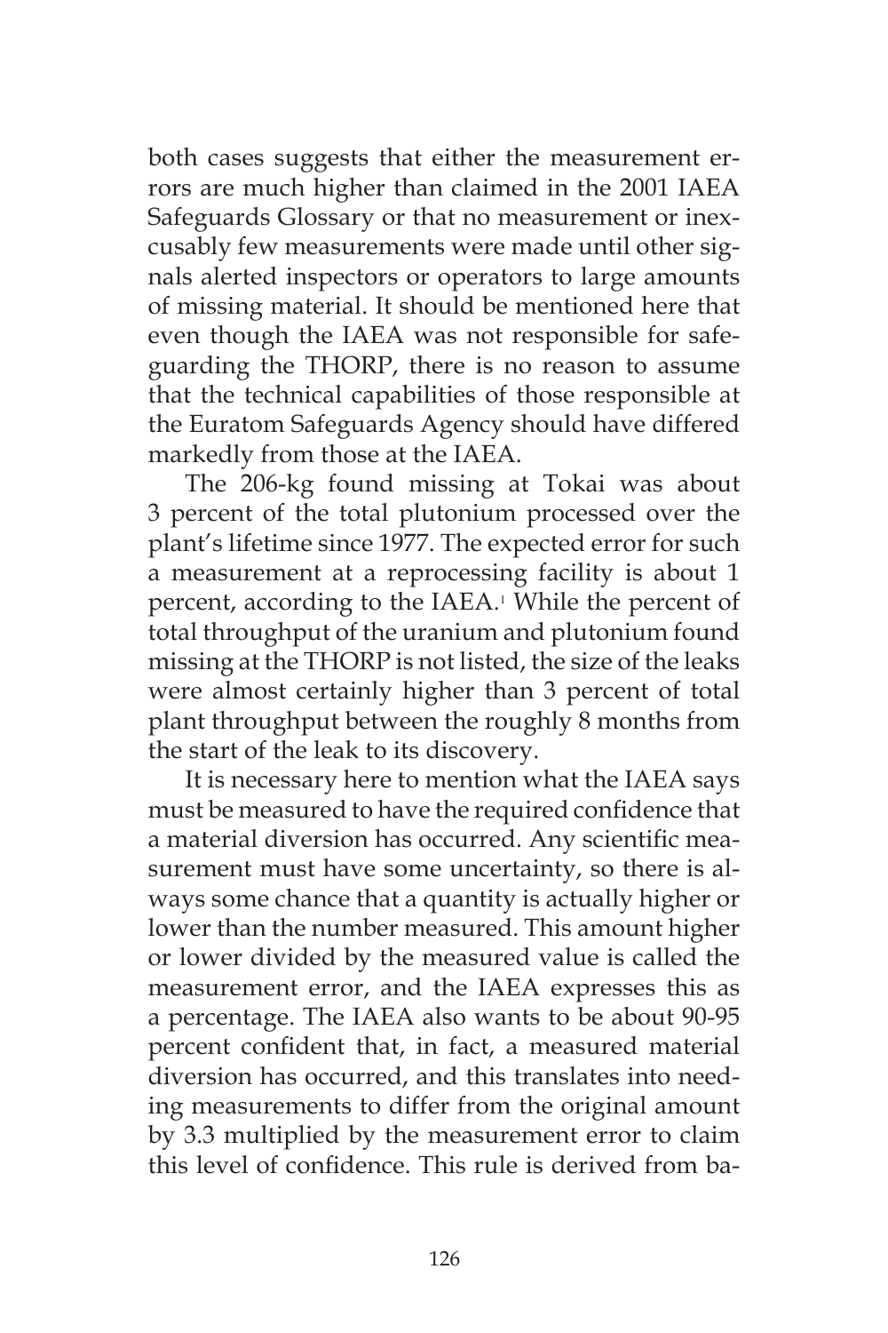both cases suggests that either the measurement errors are much higher than claimed in the 2001 IAEA Safeguards Glossary or that no measurement or inexcusably few measurements were made until other signals alerted inspectors or operators to large amounts of missing material. It should be mentioned here that even though the IAEA was not responsible for safeguarding the THORP, there is no reason to assume that the technical capabilities of those responsible at the Euratom Safeguards Agency should have differed markedly from those at the IAEA.

The 206-kg found missing at Tokai was about 3 percent of the total plutonium processed over the plant's lifetime since 1977. The expected error for such a measurement at a reprocessing facility is about 1 percent, according to the IAEA.[1] While the percent of total throughput of the uranium and plutonium found missing at the THORP is not listed, the size of the leaks were almost certainly higher than 3 percent of total plant throughput between the roughly 8 months from the start of the leak to its discovery.

It is necessary here to mention what the IAEA says must be measured to have the required confidence that a material diversion has occurred. Any scientific measurement must have some uncertainty, so there is always some chance that a quantity is actually higher or lower than the number measured. This amount higher or lower divided by the measured value is called the measurement error, and the IAEA expresses this as a percentage. The IAEA also wants to be about 90-95 percent confident that, in fact, a measured material diversion has occurred, and this translates into needing measurements to differ from the original amount by 3.3 multiplied by the measurement error to claim this level of confidence. This rule is derived from ba-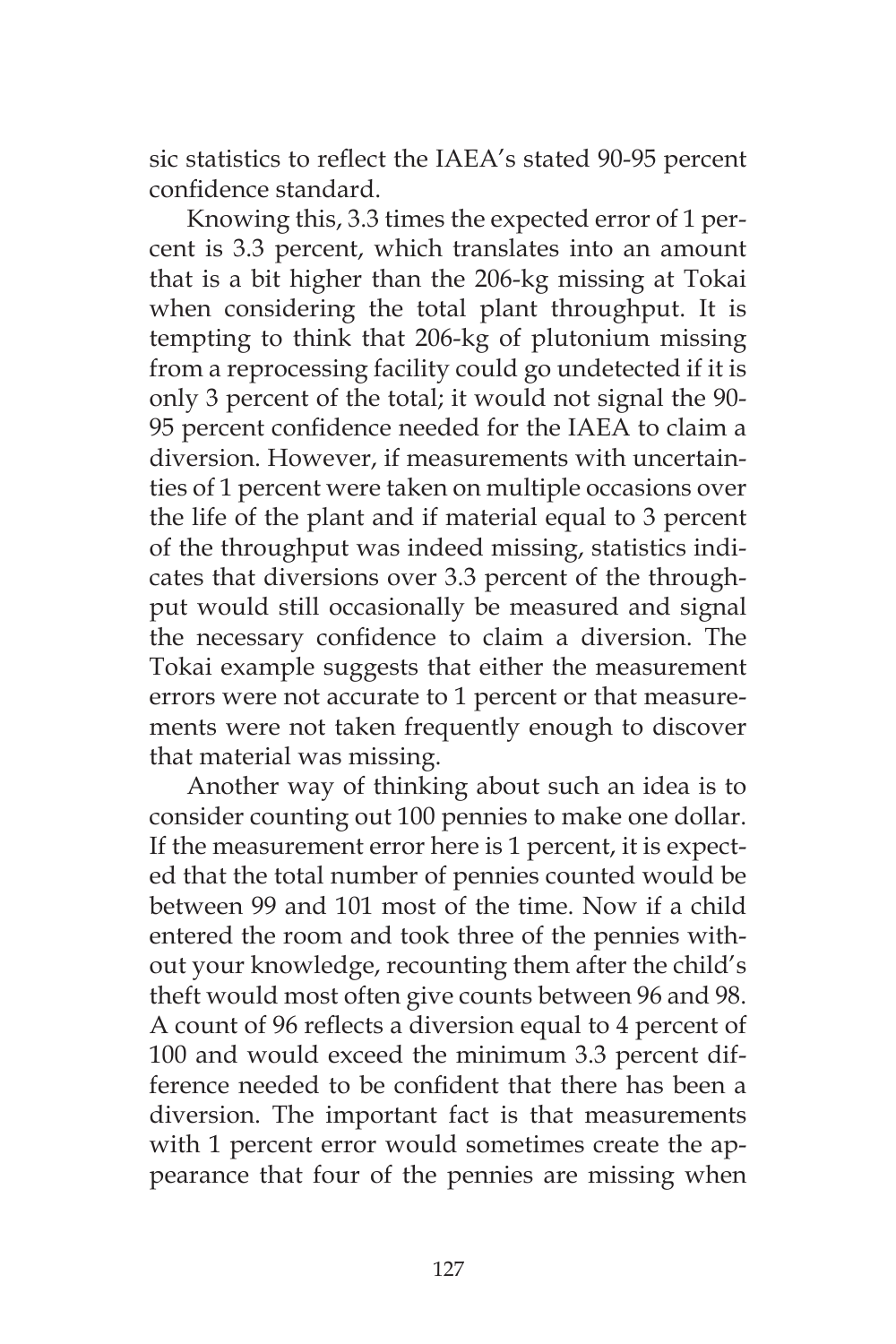sic statistics to reflect the IAEA's stated 90-95 percent confidence standard.

Knowing this, 3.3 times the expected error of 1 percent is 3.3 percent, which translates into an amount that is a bit higher than the 206-kg missing at Tokai when considering the total plant throughput. It is tempting to think that 206-kg of plutonium missing from a reprocessing facility could go undetected if it is only 3 percent of the total; it would not signal the 90-95 percent confidence needed for the IAEA to claim a diversion. However, if measurements with uncertainties of 1 percent were taken on multiple occasions over the life of the plant and if material equal to 3 percent of the throughput was indeed missing, statistics indicates that diversions over 3.3 percent of the throughput would still occasionally be measured and signal the necessary confidence to claim a diversion. The Tokai example suggests that either the measurement errors were not accurate to 1 percent or that measurements were not taken frequently enough to discover that material was missing.

Another way of thinking about such an idea is to consider counting out 100 pennies to make one dollar. If the measurement error here is 1 percent, it is expected that the total number of pennies counted would be between 99 and 101 most of the time. Now if a child entered the room and took three of the pennies without your knowledge, recounting them after the child's theft would most often give counts between 96 and 98. A count of 96 reflects a diversion equal to 4 percent of 100 and would exceed the minimum 3.3 percent difference needed to be confident that there has been a diversion. The important fact is that measurements with 1 percent error would sometimes create the appearance that four of the pennies are missing when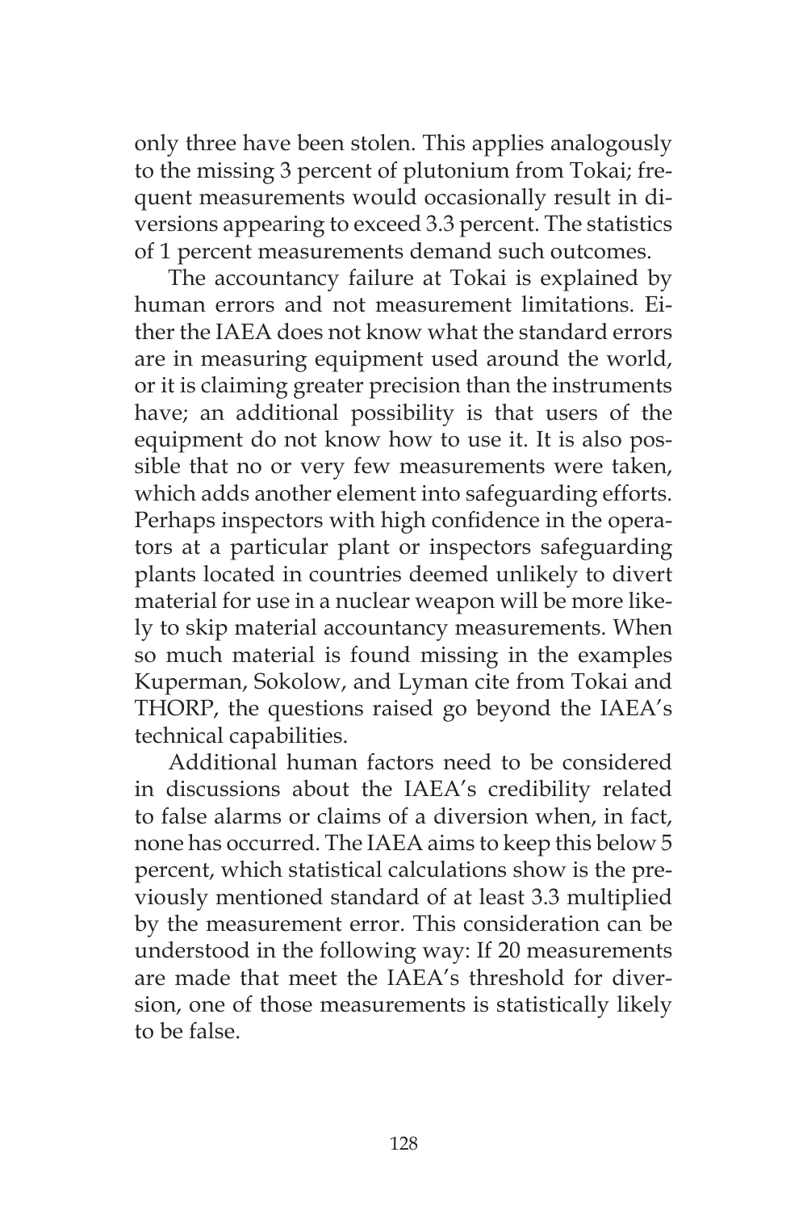only three have been stolen. This applies analogously to the missing 3 percent of plutonium from Tokai; frequent measurements would occasionally result in diversions appearing to exceed 3.3 percent. The statistics of 1 percent measurements demand such outcomes.

The accountancy failure at Tokai is explained by human errors and not measurement limitations. Either the IAEA does not know what the standard errors are in measuring equipment used around the world, or it is claiming greater precision than the instruments have; an additional possibility is that users of the equipment do not know how to use it. It is also possible that no or very few measurements were taken, which adds another element into safeguarding efforts. Perhaps inspectors with high confidence in the operators at a particular plant or inspectors safeguarding plants located in countries deemed unlikely to divert material for use in a nuclear weapon will be more likely to skip material accountancy measurements. When so much material is found missing in the examples Kuperman, Sokolow, and Lyman cite from Tokai and THORP, the questions raised go beyond the IAEA's technical capabilities.

Additional human factors need to be considered in discussions about the IAEA's credibility related to false alarms or claims of a diversion when, in fact, none has occurred. The IAEA aims to keep this below 5 percent, which statistical calculations show is the previously mentioned standard of at least 3.3 multiplied by the measurement error. This consideration can be understood in the following way: If 20 measurements are made that meet the IAEA's threshold for diversion, one of those measurements is statistically likely to be false.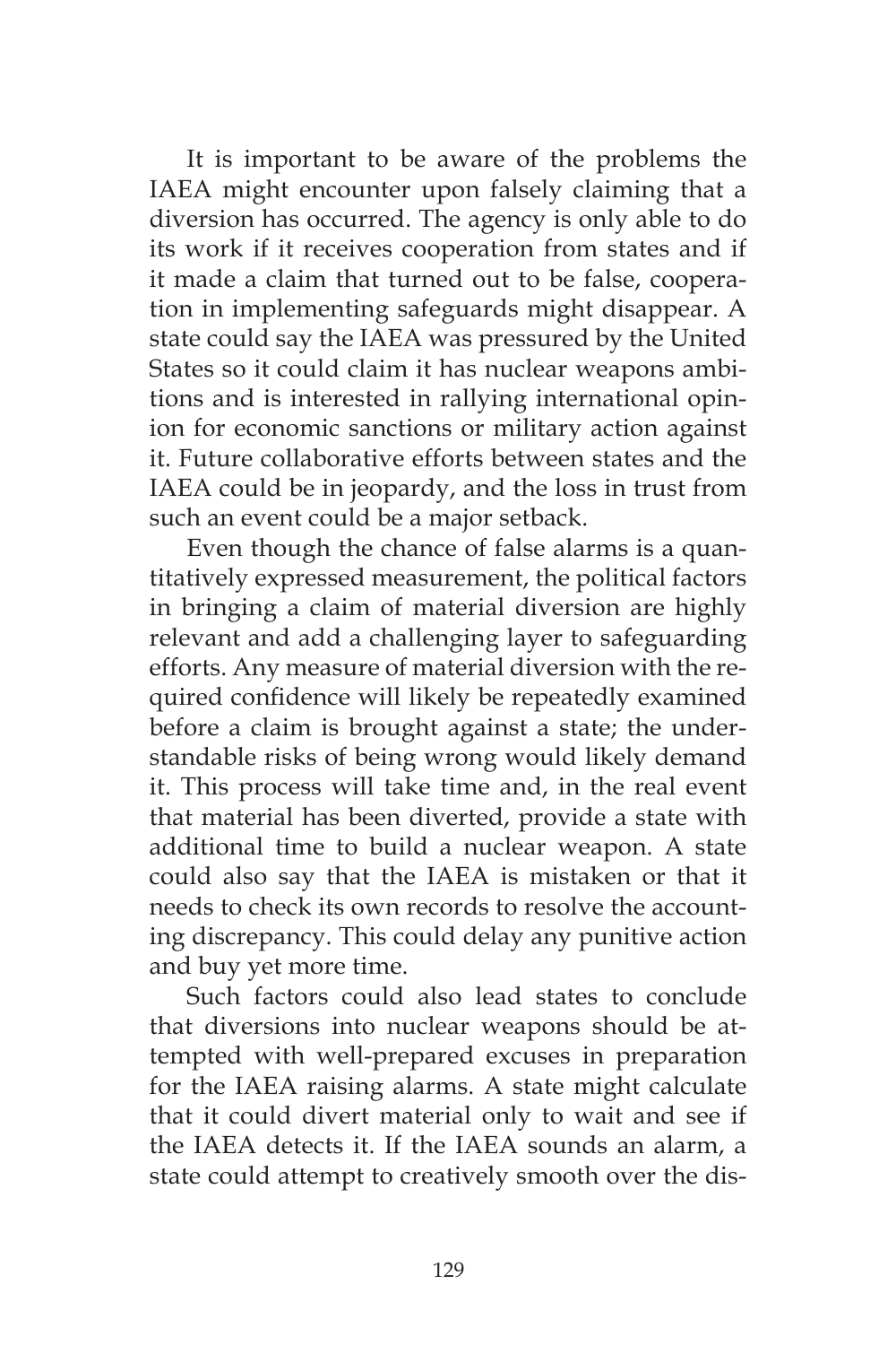It is important to be aware of the problems the IAEA might encounter upon falsely claiming that a diversion has occurred. The agency is only able to do its work if it receives cooperation from states and if it made a claim that turned out to be false, cooperation in implementing safeguards might disappear. A state could say the IAEA was pressured by the United States so it could claim it has nuclear weapons ambitions and is interested in rallying international opinion for economic sanctions or military action against it. Future collaborative efforts between states and the IAEA could be in jeopardy, and the loss in trust from such an event could be a major setback.

Even though the chance of false alarms is a quantitatively expressed measurement, the political factors in bringing a claim of material diversion are highly relevant and add a challenging layer to safeguarding efforts. Any measure of material diversion with the required confidence will likely be repeatedly examined before a claim is brought against a state; the understandable risks of being wrong would likely demand it. This process will take time and, in the real event that material has been diverted, provide a state with additional time to build a nuclear weapon. A state could also say that the IAEA is mistaken or that it needs to check its own records to resolve the accounting discrepancy. This could delay any punitive action and buy yet more time.

Such factors could also lead states to conclude that diversions into nuclear weapons should be attempted with well-prepared excuses in preparation for the IAEA raising alarms. A state might calculate that it could divert material only to wait and see if the IAEA detects it. If the IAEA sounds an alarm, a state could attempt to creatively smooth over the dis-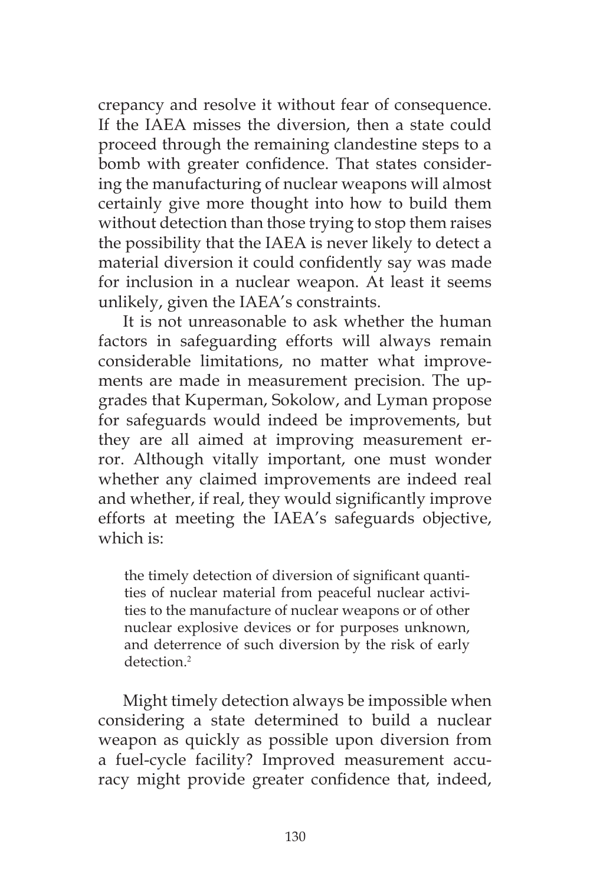crepancy and resolve it without fear of consequence. If the IAEA misses the diversion, then a state could proceed through the remaining clandestine steps to a bomb with greater confidence. That states considering the manufacturing of nuclear weapons will almost certainly give more thought into how to build them without detection than those trying to stop them raises the possibility that the IAEA is never likely to detect a material diversion it could confidently say was made for inclusion in a nuclear weapon. At least it seems unlikely, given the IAEA's constraints.

It is not unreasonable to ask whether the human factors in safeguarding efforts will always remain considerable limitations, no matter what improvements are made in measurement precision. The upgrades that Kuperman, Sokolow, and Lyman propose for safeguards would indeed be improvements, but they are all aimed at improving measurement error. Although vitally important, one must wonder whether any claimed improvements are indeed real and whether, if real, they would significantly improve efforts at meeting the IAEA's safeguards objective, which is:

> the timely detection of diversion of significant quantities of nuclear material from peaceful nuclear activities to the manufacture of nuclear weapons or of other nuclear explosive devices or for purposes unknown, and deterrence of such diversion by the risk of early detection.[2]

Might timely detection always be impossible when considering a state determined to build a nuclear weapon as quickly as possible upon diversion from a fuel-cycle facility? Improved measurement accuracy might provide greater confidence that, indeed,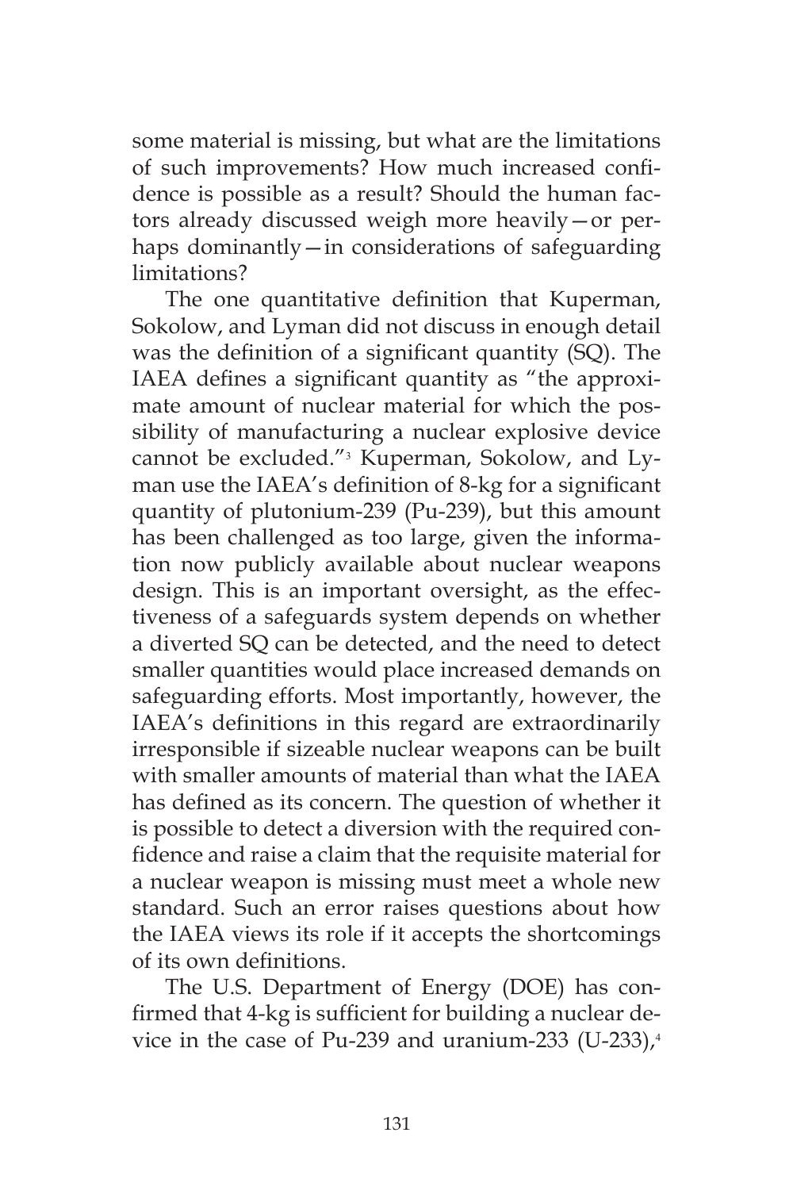some material is missing, but what are the limitations of such improvements? How much increased confidence is possible as a result? Should the human factors already discussed weigh more heavily—or perhaps dominantly—in considerations of safeguarding limitations?

The one quantitative definition that Kuperman, Sokolow, and Lyman did not discuss in enough detail was the definition of a significant quantity (SQ). The IAEA defines a significant quantity as "the approximate amount of nuclear material for which the possibility of manufacturing a nuclear explosive device cannot be excluded."[3] Kuperman, Sokolow, and Lyman use the IAEA's definition of 8-kg for a significant quantity of plutonium-239 (Pu-239), but this amount has been challenged as too large, given the information now publicly available about nuclear weapons design. This is an important oversight, as the effectiveness of a safeguards system depends on whether a diverted SQ can be detected, and the need to detect smaller quantities would place increased demands on safeguarding efforts. Most importantly, however, the IAEA's definitions in this regard are extraordinarily irresponsible if sizeable nuclear weapons can be built with smaller amounts of material than what the IAEA has defined as its concern. The question of whether it is possible to detect a diversion with the required confidence and raise a claim that the requisite material for a nuclear weapon is missing must meet a whole new standard. Such an error raises questions about how the IAEA views its role if it accepts the shortcomings of its own definitions.

The U.S. Department of Energy (DOE) has confirmed that 4-kg is sufficient for building a nuclear device in the case of Pu-239 and uranium-233 (U-233),[4]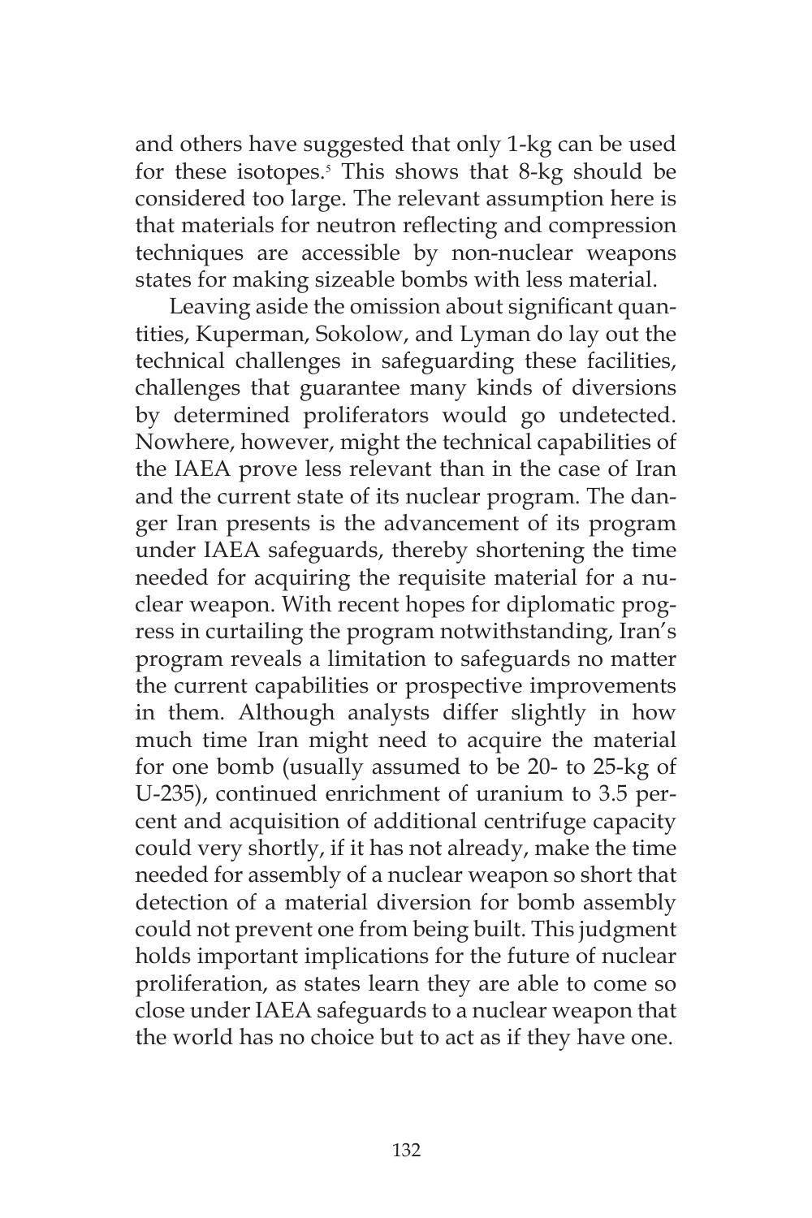and others have suggested that only 1-kg can be used for these isotopes.[5] This shows that 8-kg should be considered too large. The relevant assumption here is that materials for neutron reflecting and compression techniques are accessible by non-nuclear weapons states for making sizeable bombs with less material.

Leaving aside the omission about significant quantities, Kuperman, Sokolow, and Lyman do lay out the technical challenges in safeguarding these facilities, challenges that guarantee many kinds of diversions by determined proliferators would go undetected. Nowhere, however, might the technical capabilities of the IAEA prove less relevant than in the case of Iran and the current state of its nuclear program. The danger Iran presents is the advancement of its program under IAEA safeguards, thereby shortening the time needed for acquiring the requisite material for a nuclear weapon. With recent hopes for diplomatic progress in curtailing the program notwithstanding, Iran's program reveals a limitation to safeguards no matter the current capabilities or prospective improvements in them. Although analysts differ slightly in how much time Iran might need to acquire the material for one bomb (usually assumed to be 20- to 25-kg of U-235), continued enrichment of uranium to 3.5 percent and acquisition of additional centrifuge capacity could very shortly, if it has not already, make the time needed for assembly of a nuclear weapon so short that detection of a material diversion for bomb assembly could not prevent one from being built. This judgment holds important implications for the future of nuclear proliferation, as states learn they are able to come so close under IAEA safeguards to a nuclear weapon that the world has no choice but to act as if they have one.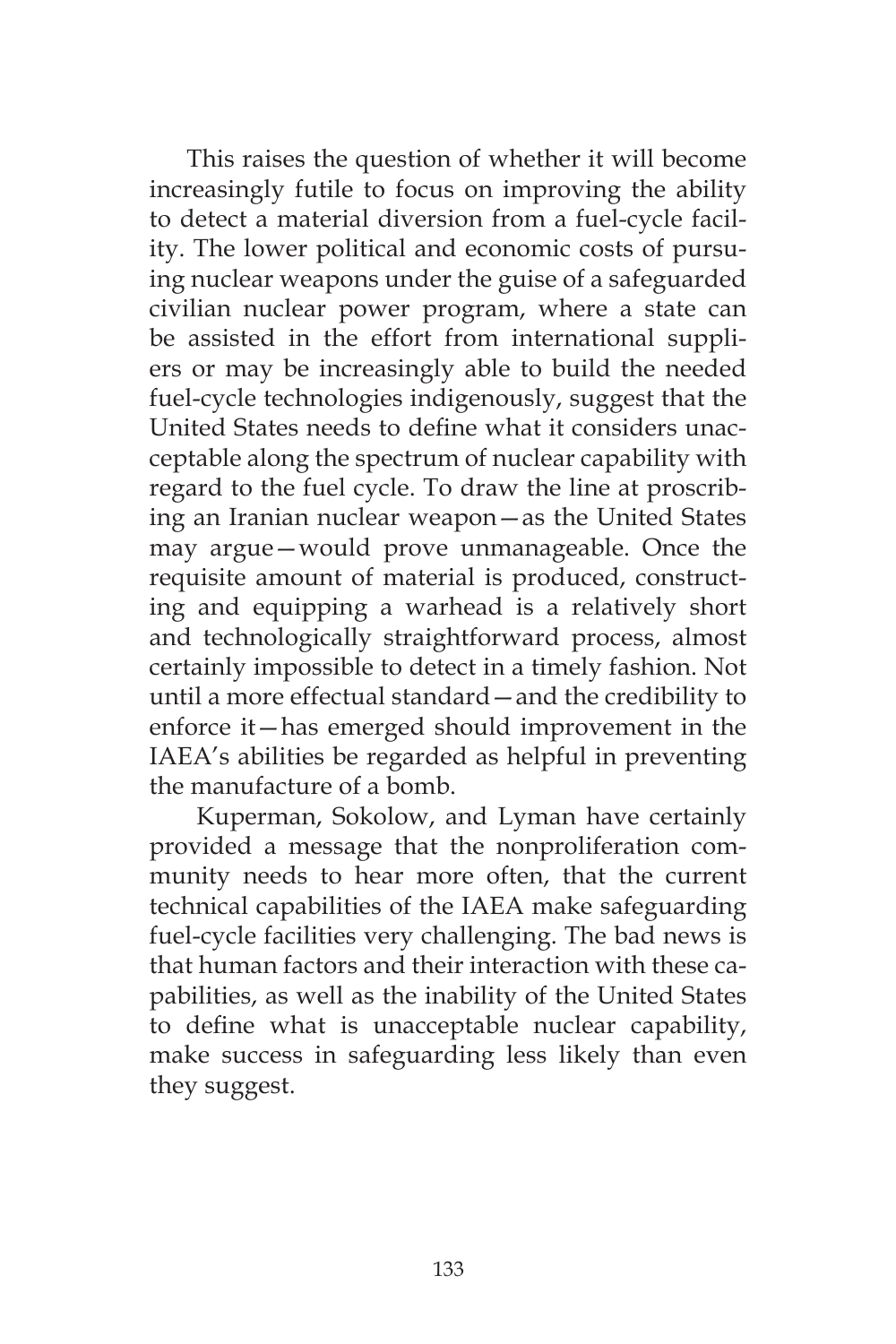This raises the question of whether it will become increasingly futile to focus on improving the ability to detect a material diversion from a fuel-cycle facility. The lower political and economic costs of pursuing nuclear weapons under the guise of a safeguarded civilian nuclear power program, where a state can be assisted in the effort from international suppliers or may be increasingly able to build the needed fuel-cycle technologies indigenously, suggest that the United States needs to define what it considers unacceptable along the spectrum of nuclear capability with regard to the fuel cycle. To draw the line at proscribing an Iranian nuclear weapon—as the United States may argue—would prove unmanageable. Once the requisite amount of material is produced, constructing and equipping a warhead is a relatively short and technologically straightforward process, almost certainly impossible to detect in a timely fashion. Not until a more effectual standard—and the credibility to enforce it—has emerged should improvement in the IAEA's abilities be regarded as helpful in preventing the manufacture of a bomb.

Kuperman, Sokolow, and Lyman have certainly provided a message that the nonproliferation community needs to hear more often, that the current technical capabilities of the IAEA make safeguarding fuel-cycle facilities very challenging. The bad news is that human factors and their interaction with these capabilities, as well as the inability of the United States to define what is unacceptable nuclear capability, make success in safeguarding less likely than even they suggest.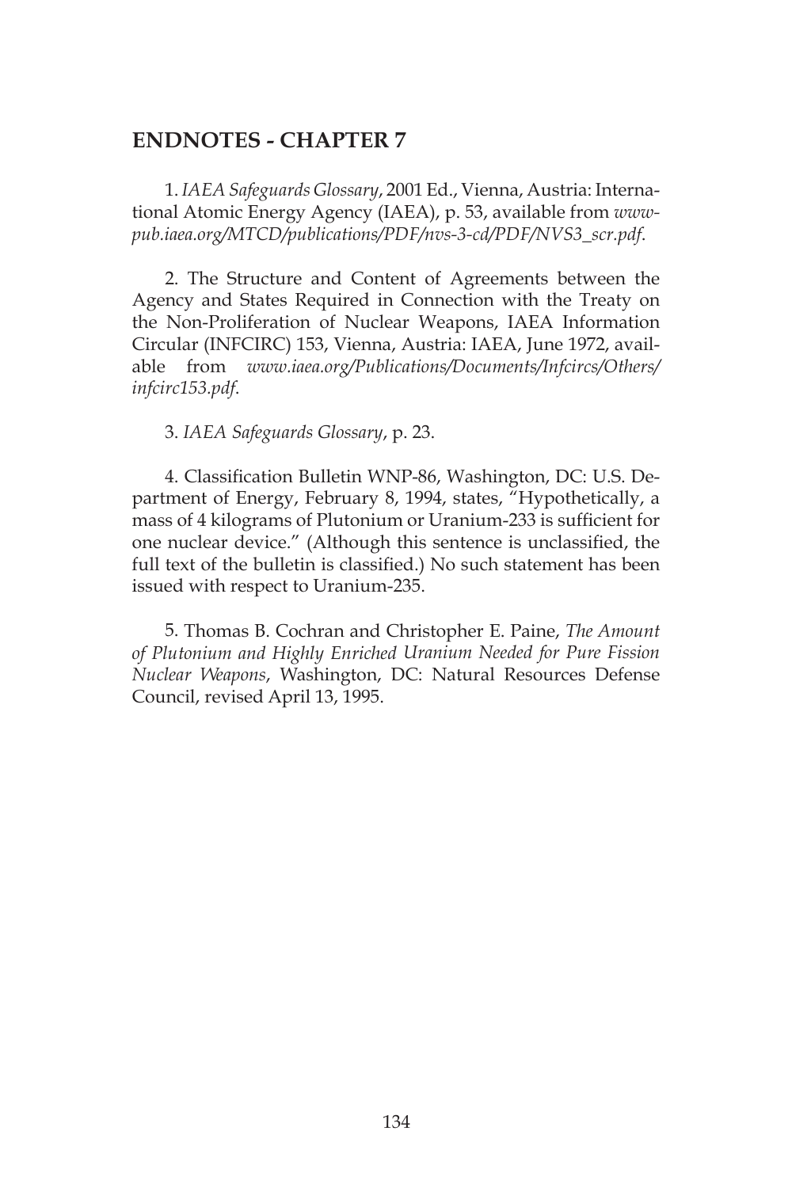## ENDNOTES - CHAPTER 7

1. *IAEA Safeguards Glossary*, 2001 Ed., Vienna, Austria: International Atomic Energy Agency (IAEA), p. 53, available from *www-pub.iaea.org/MTCD/publications/PDF/nvs-3-cd/PDF/NVS3_scr.pdf*.

2. The Structure and Content of Agreements between the Agency and States Required in Connection with the Treaty on the Non-Proliferation of Nuclear Weapons, IAEA Information Circular (INFCIRC) 153, Vienna, Austria: IAEA, June 1972, available from *www.iaea.org/Publications/Documents/Infcircs/Others/infcirc153.pdf*.

3. *IAEA Safeguards Glossary*, p. 23.

4. Classification Bulletin WNP-86, Washington, DC: U.S. Department of Energy, February 8, 1994, states, "Hypothetically, a mass of 4 kilograms of Plutonium or Uranium-233 is sufficient for one nuclear device." (Although this sentence is unclassified, the full text of the bulletin is classified.) No such statement has been issued with respect to Uranium-235.

5. Thomas B. Cochran and Christopher E. Paine, *The Amount of Plutonium and Highly Enriched Uranium Needed for Pure Fission Nuclear Weapons*, Washington, DC: Natural Resources Defense Council, revised April 13, 1995.